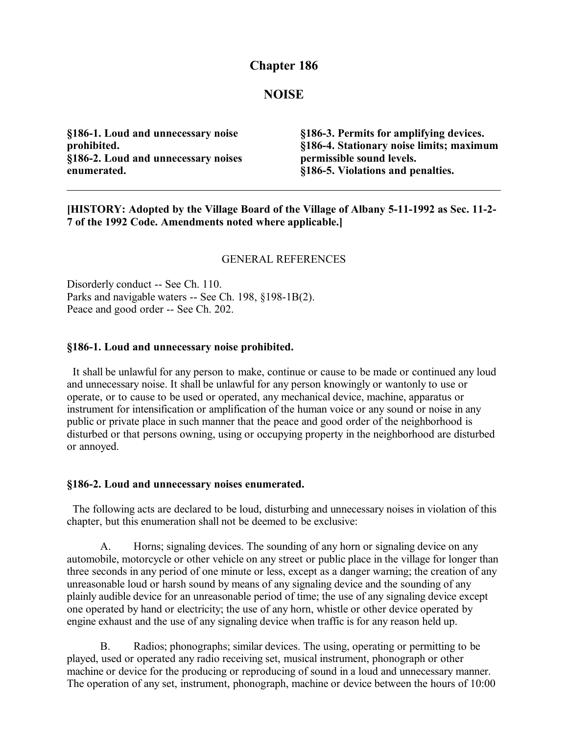# Chapter 186

## NOISE

**§186-1. Loud and unnecessary noise prohibited.**
**§186-2. Loud and unnecessary noises enumerated.**
**§186-3. Permits for amplifying devices.**
**§186-4. Stationary noise limits; maximum permissible sound levels.**
**§186-5. Violations and penalties.**

---

**[HISTORY: Adopted by the Village Board of the Village of Albany 5-11-1992 as Sec. 11-2-7 of the 1992 Code. Amendments noted where applicable.]**

GENERAL REFERENCES

Disorderly conduct -- See Ch. 110.
Parks and navigable waters -- See Ch. 198, §198-1B(2).
Peace and good order -- See Ch. 202.

### §186-1. Loud and unnecessary noise prohibited.

It shall be unlawful for any person to make, continue or cause to be made or continued any loud and unnecessary noise. It shall be unlawful for any person knowingly or wantonly to use or operate, or to cause to be used or operated, any mechanical device, machine, apparatus or instrument for intensification or amplification of the human voice or any sound or noise in any public or private place in such manner that the peace and good order of the neighborhood is disturbed or that persons owning, using or occupying property in the neighborhood are disturbed or annoyed.

### §186-2. Loud and unnecessary noises enumerated.

The following acts are declared to be loud, disturbing and unnecessary noises in violation of this chapter, but this enumeration shall not be deemed to be exclusive:

A. Horns; signaling devices. The sounding of any horn or signaling device on any automobile, motorcycle or other vehicle on any street or public place in the village for longer than three seconds in any period of one minute or less, except as a danger warning; the creation of any unreasonable loud or harsh sound by means of any signaling device and the sounding of any plainly audible device for an unreasonable period of time; the use of any signaling device except one operated by hand or electricity; the use of any horn, whistle or other device operated by engine exhaust and the use of any signaling device when traffic is for any reason held up.

B. Radios; phonographs; similar devices. The using, operating or permitting to be played, used or operated any radio receiving set, musical instrument, phonograph or other machine or device for the producing or reproducing of sound in a loud and unnecessary manner. The operation of any set, instrument, phonograph, machine or device between the hours of 10:00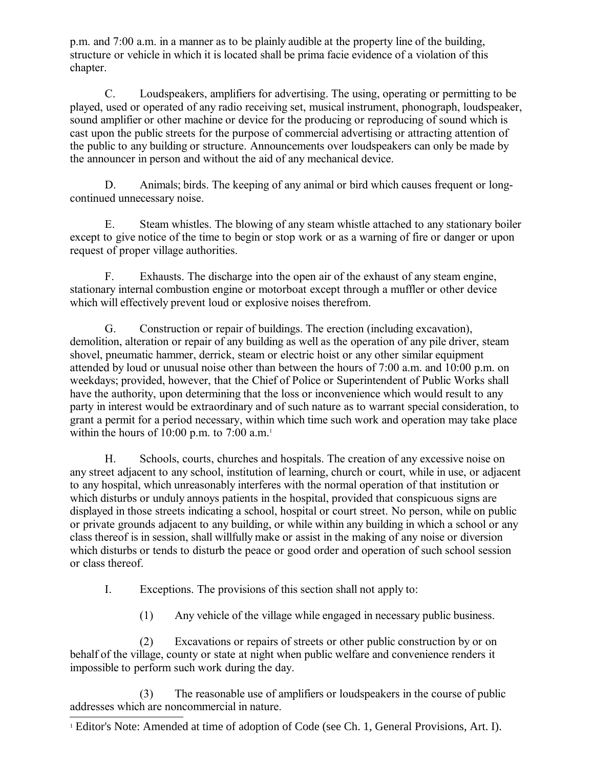p.m. and 7:00 a.m. in a manner as to be plainly audible at the property line of the building, structure or vehicle in which it is located shall be prima facie evidence of a violation of this chapter.

C. Loudspeakers, amplifiers for advertising. The using, operating or permitting to be played, used or operated of any radio receiving set, musical instrument, phonograph, loudspeaker, sound amplifier or other machine or device for the producing or reproducing of sound which is cast upon the public streets for the purpose of commercial advertising or attracting attention of the public to any building or structure. Announcements over loudspeakers can only be made by the announcer in person and without the aid of any mechanical device.

D. Animals; birds. The keeping of any animal or bird which causes frequent or long-continued unnecessary noise.

E. Steam whistles. The blowing of any steam whistle attached to any stationary boiler except to give notice of the time to begin or stop work or as a warning of fire or danger or upon request of proper village authorities.

F. Exhausts. The discharge into the open air of the exhaust of any steam engine, stationary internal combustion engine or motorboat except through a muffler or other device which will effectively prevent loud or explosive noises therefrom.

G. Construction or repair of buildings. The erection (including excavation), demolition, alteration or repair of any building as well as the operation of any pile driver, steam shovel, pneumatic hammer, derrick, steam or electric hoist or any other similar equipment attended by loud or unusual noise other than between the hours of 7:00 a.m. and 10:00 p.m. on weekdays; provided, however, that the Chief of Police or Superintendent of Public Works shall have the authority, upon determining that the loss or inconvenience which would result to any party in interest would be extraordinary and of such nature as to warrant special consideration, to grant a permit for a period necessary, within which time such work and operation may take place within the hours of 10:00 p.m. to 7:00 a.m.[1]

H. Schools, courts, churches and hospitals. The creation of any excessive noise on any street adjacent to any school, institution of learning, church or court, while in use, or adjacent to any hospital, which unreasonably interferes with the normal operation of that institution or which disturbs or unduly annoys patients in the hospital, provided that conspicuous signs are displayed in those streets indicating a school, hospital or court street. No person, while on public or private grounds adjacent to any building, or while within any building in which a school or any class thereof is in session, shall willfully make or assist in the making of any noise or diversion which disturbs or tends to disturb the peace or good order and operation of such school session or class thereof.

I. Exceptions. The provisions of this section shall not apply to:

(1) Any vehicle of the village while engaged in necessary public business.

(2) Excavations or repairs of streets or other public construction by or on behalf of the village, county or state at night when public welfare and convenience renders it impossible to perform such work during the day.

(3) The reasonable use of amplifiers or loudspeakers in the course of public addresses which are noncommercial in nature.

[1] Editor's Note: Amended at time of adoption of Code (see Ch. 1, General Provisions, Art. I).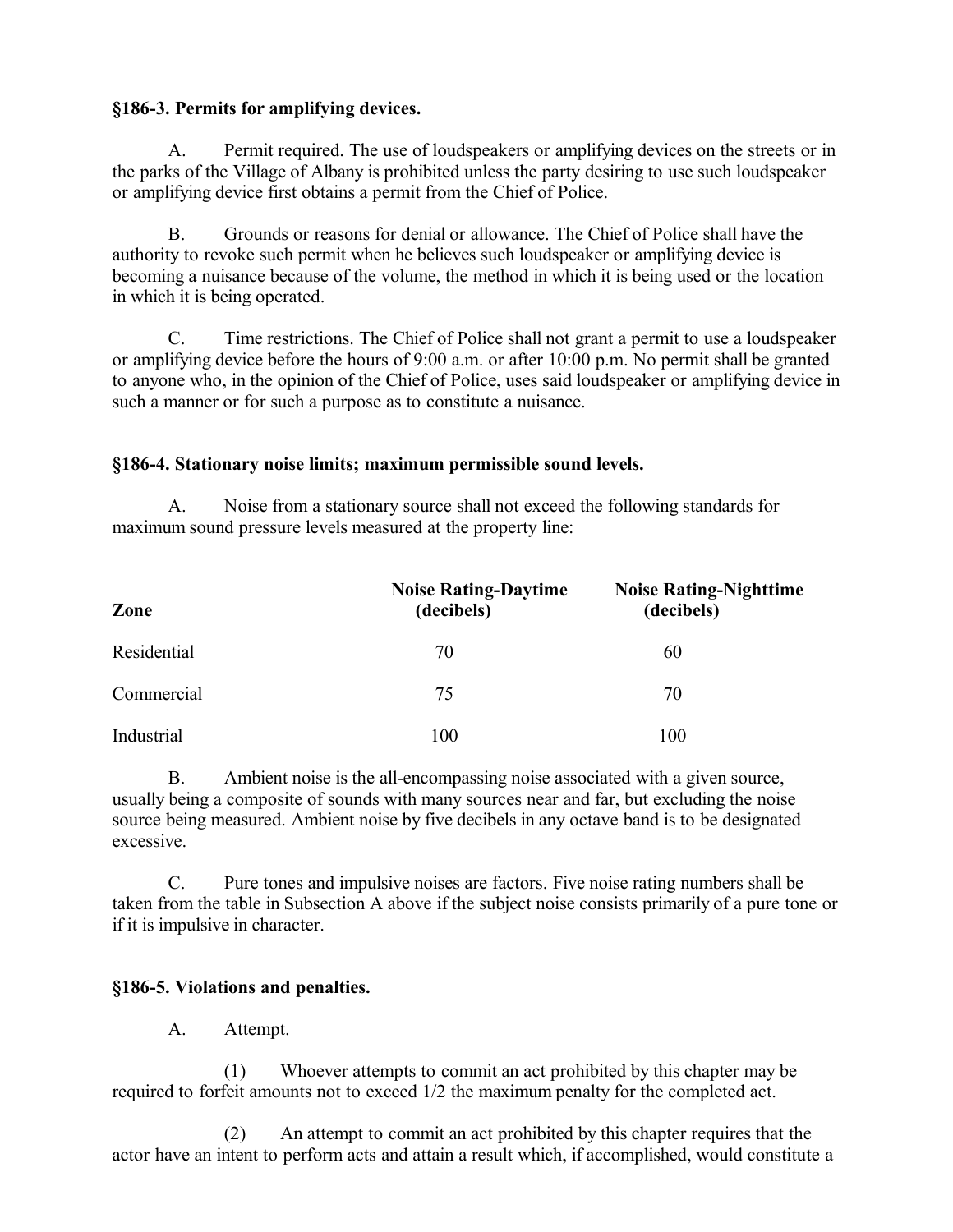### §186-3. Permits for amplifying devices.

A. Permit required. The use of loudspeakers or amplifying devices on the streets or in the parks of the Village of Albany is prohibited unless the party desiring to use such loudspeaker or amplifying device first obtains a permit from the Chief of Police.

B. Grounds or reasons for denial or allowance. The Chief of Police shall have the authority to revoke such permit when he believes such loudspeaker or amplifying device is becoming a nuisance because of the volume, the method in which it is being used or the location in which it is being operated.

C. Time restrictions. The Chief of Police shall not grant a permit to use a loudspeaker or amplifying device before the hours of 9:00 a.m. or after 10:00 p.m. No permit shall be granted to anyone who, in the opinion of the Chief of Police, uses said loudspeaker or amplifying device in such a manner or for such a purpose as to constitute a nuisance.

### §186-4. Stationary noise limits; maximum permissible sound levels.

A. Noise from a stationary source shall not exceed the following standards for maximum sound pressure levels measured at the property line:

| Zone | Noise Rating-Daytime (decibels) | Noise Rating-Nighttime (decibels) |
|---|---|---|
| Residential | 70 | 60 |
| Commercial | 75 | 70 |
| Industrial | 100 | 100 |

B. Ambient noise is the all-encompassing noise associated with a given source, usually being a composite of sounds with many sources near and far, but excluding the noise source being measured. Ambient noise by five decibels in any octave band is to be designated excessive.

C. Pure tones and impulsive noises are factors. Five noise rating numbers shall be taken from the table in Subsection A above if the subject noise consists primarily of a pure tone or if it is impulsive in character.

### §186-5. Violations and penalties.

A. Attempt.

(1) Whoever attempts to commit an act prohibited by this chapter may be required to forfeit amounts not to exceed 1/2 the maximum penalty for the completed act.

(2) An attempt to commit an act prohibited by this chapter requires that the actor have an intent to perform acts and attain a result which, if accomplished, would constitute a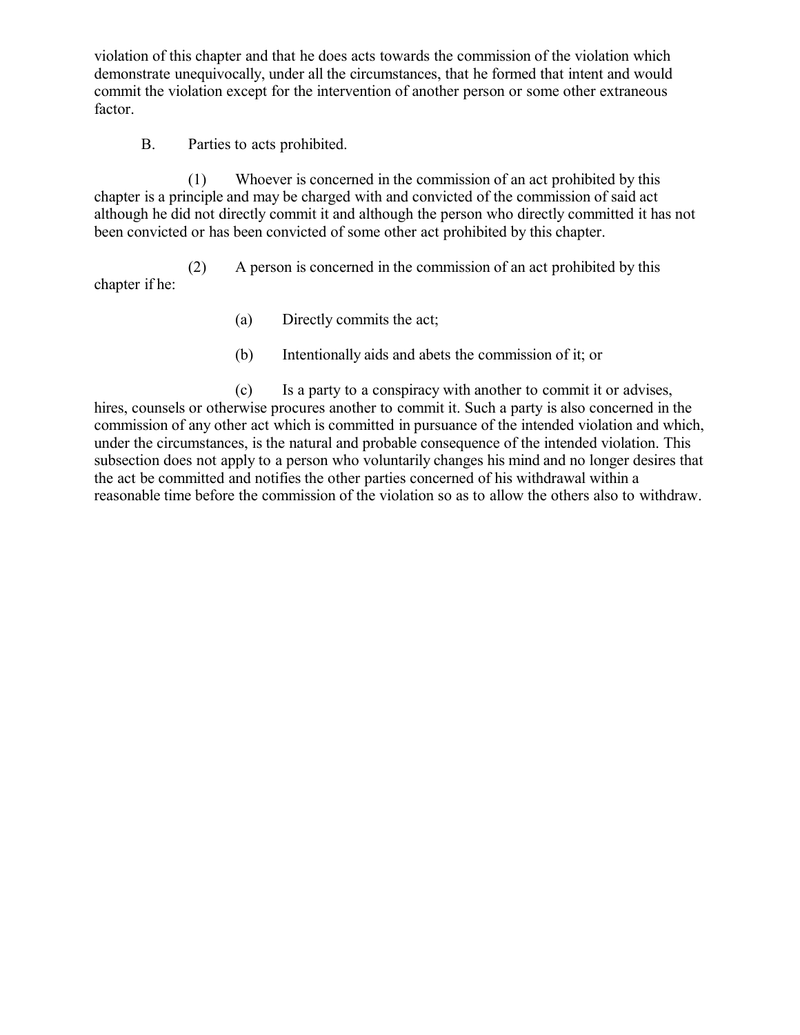violation of this chapter and that he does acts towards the commission of the violation which demonstrate unequivocally, under all the circumstances, that he formed that intent and would commit the violation except for the intervention of another person or some other extraneous factor.

B. Parties to acts prohibited.

(1) Whoever is concerned in the commission of an act prohibited by this chapter is a principle and may be charged with and convicted of the commission of said act although he did not directly commit it and although the person who directly committed it has not been convicted or has been convicted of some other act prohibited by this chapter.

(2) A person is concerned in the commission of an act prohibited by this chapter if he:

(a) Directly commits the act;

(b) Intentionally aids and abets the commission of it; or

(c) Is a party to a conspiracy with another to commit it or advises, hires, counsels or otherwise procures another to commit it. Such a party is also concerned in the commission of any other act which is committed in pursuance of the intended violation and which, under the circumstances, is the natural and probable consequence of the intended violation. This subsection does not apply to a person who voluntarily changes his mind and no longer desires that the act be committed and notifies the other parties concerned of his withdrawal within a reasonable time before the commission of the violation so as to allow the others also to withdraw.